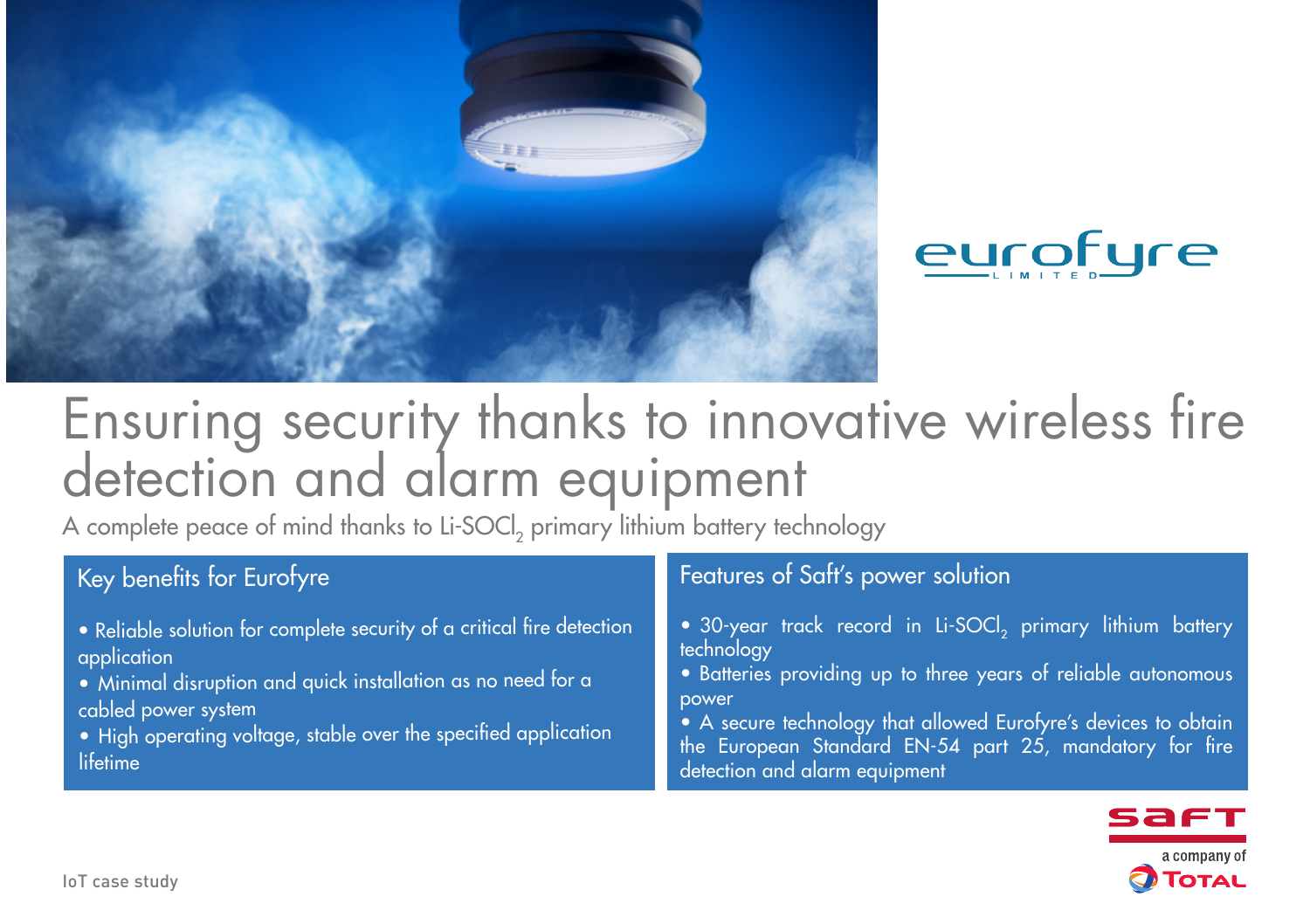# Ensuring security thanks to innovative wireless fire detection and alarm equipment

A complete peace of mind thanks to $Li\text{-}SOCl_2$ primary lithium battery technology

## Key benefits for Eurofyre

- Reliable solution for complete security of a critical fire detection application
- Minimal disruption and quick installation as no need for a cabled power system
- High operating voltage, stable over the specified application lifetime

## Features of Saft's power solution

- 30-year track record in $Li\text{-}SOCl_2$ primary lithium battery technology
- Batteries providing up to three years of reliable autonomous power
- A secure technology that allowed Eurofyre's devices to obtain the European Standard EN-54 part 25, mandatory for fire detection and alarm equipment

IoT case study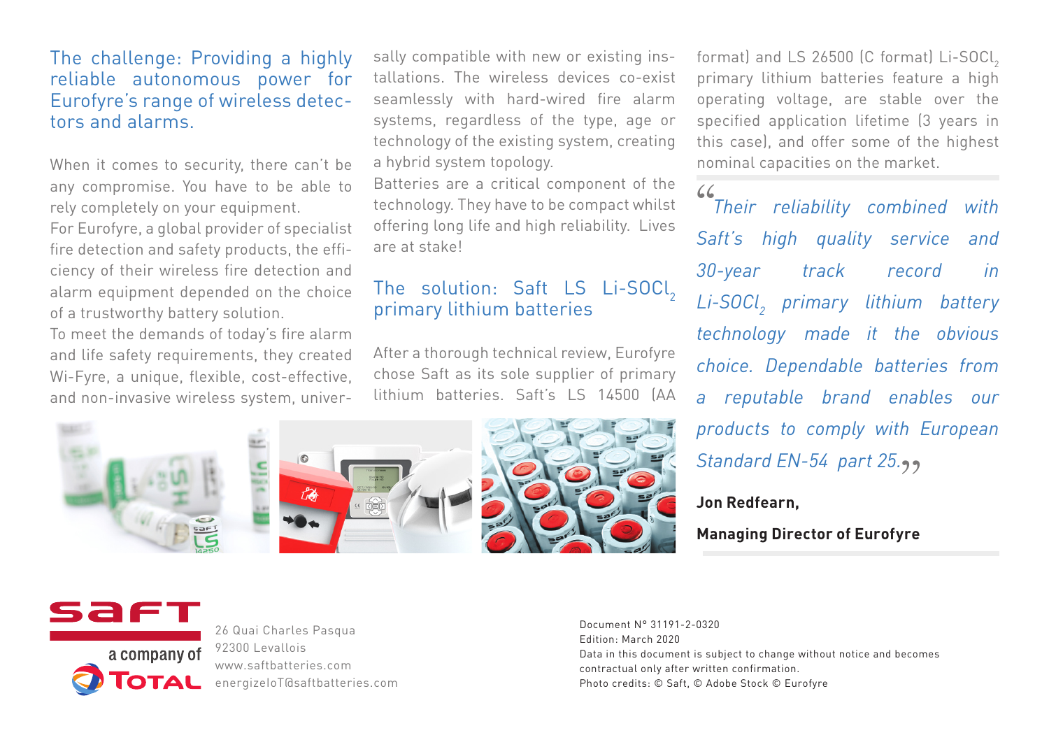## The challenge: Providing a highly reliable autonomous power for Eurofyre's range of wireless detectors and alarms.

When it comes to security, there can't be any compromise. You have to be able to rely completely on your equipment.

For Eurofyre, a global provider of specialist fire detection and safety products, the efficiency of their wireless fire detection and alarm equipment depended on the choice of a trustworthy battery solution.

To meet the demands of today's fire alarm and life safety requirements, they created Wi-Fyre, a unique, flexible, cost-effective, and non-invasive wireless system, universally compatible with new or existing installations. The wireless devices co-exist seamlessly with hard-wired fire alarm systems, regardless of the type, age or technology of the existing system, creating a hybrid system topology.

Batteries are a critical component of the technology. They have to be compact whilst offering long life and high reliability. Lives are at stake!

## The solution: Saft LS Li-$SOCl_2$ primary lithium batteries

After a thorough technical review, Eurofyre chose Saft as its sole supplier of primary lithium batteries. Saft's LS 14500 (AA format) and LS 26500 (C format) Li-$SOCl_2$ primary lithium batteries feature a high operating voltage, are stable over the specified application lifetime (3 years in this case), and offer some of the highest nominal capacities on the market.

> *"Their reliability combined with Saft's high quality service and 30-year track record in Li-$SOCl_2$ primary lithium battery technology made it the obvious choice. Dependable batteries from a reputable brand enables our products to comply with European Standard EN-54 part 25."*

**Jon Redfearn,**

**Managing Director of Eurofyre**

saft
a company of TOTAL

26 Quai Charles Pasqua
92300 Levallois
www.saftbatteries.com
energizeIoT@saftbatteries.com

Document N° 31191-2-0320
Edition: March 2020
Data in this document is subject to change without notice and becomes contractual only after written confirmation.
Photo credits: © Saft, © Adobe Stock © Eurofyre